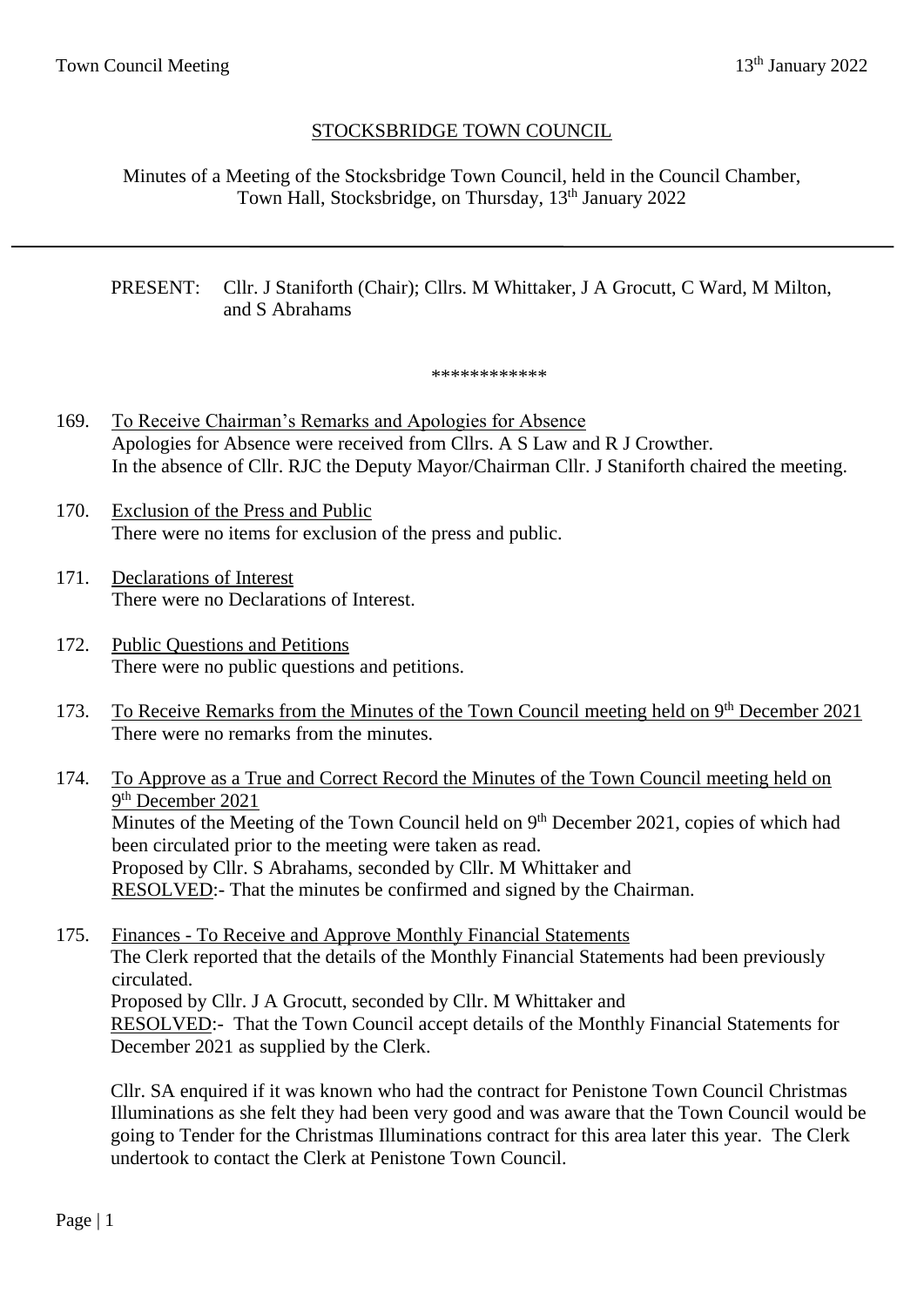# STOCKSBRIDGE TOWN COUNCIL

Minutes of a Meeting of the Stocksbridge Town Council, held in the Council Chamber, Town Hall, Stocksbridge, on Thursday, 13th January 2022

---

PRESENT: Cllr. J Staniforth (Chair); Cllrs. M Whittaker, J A Grocutt, C Ward, M Milton, and S Abrahams

************

169. To Receive Chairman's Remarks and Apologies for Absence
Apologies for Absence were received from Cllrs. A S Law and R J Crowther.
In the absence of Cllr. RJC the Deputy Mayor/Chairman Cllr. J Staniforth chaired the meeting.

170. Exclusion of the Press and Public
There were no items for exclusion of the press and public.

171. Declarations of Interest
There were no Declarations of Interest.

172. Public Questions and Petitions
There were no public questions and petitions.

173. To Receive Remarks from the Minutes of the Town Council meeting held on 9th December 2021
There were no remarks from the minutes.

174. To Approve as a True and Correct Record the Minutes of the Town Council meeting held on 9th December 2021
Minutes of the Meeting of the Town Council held on 9th December 2021, copies of which had been circulated prior to the meeting were taken as read.
Proposed by Cllr. S Abrahams, seconded by Cllr. M Whittaker and
RESOLVED:- That the minutes be confirmed and signed by the Chairman.

175. Finances - To Receive and Approve Monthly Financial Statements
The Clerk reported that the details of the Monthly Financial Statements had been previously circulated.
Proposed by Cllr. J A Grocutt, seconded by Cllr. M Whittaker and
RESOLVED:- That the Town Council accept details of the Monthly Financial Statements for December 2021 as supplied by the Clerk.

Cllr. SA enquired if it was known who had the contract for Penistone Town Council Christmas Illuminations as she felt they had been very good and was aware that the Town Council would be going to Tender for the Christmas Illuminations contract for this area later this year. The Clerk undertook to contact the Clerk at Penistone Town Council.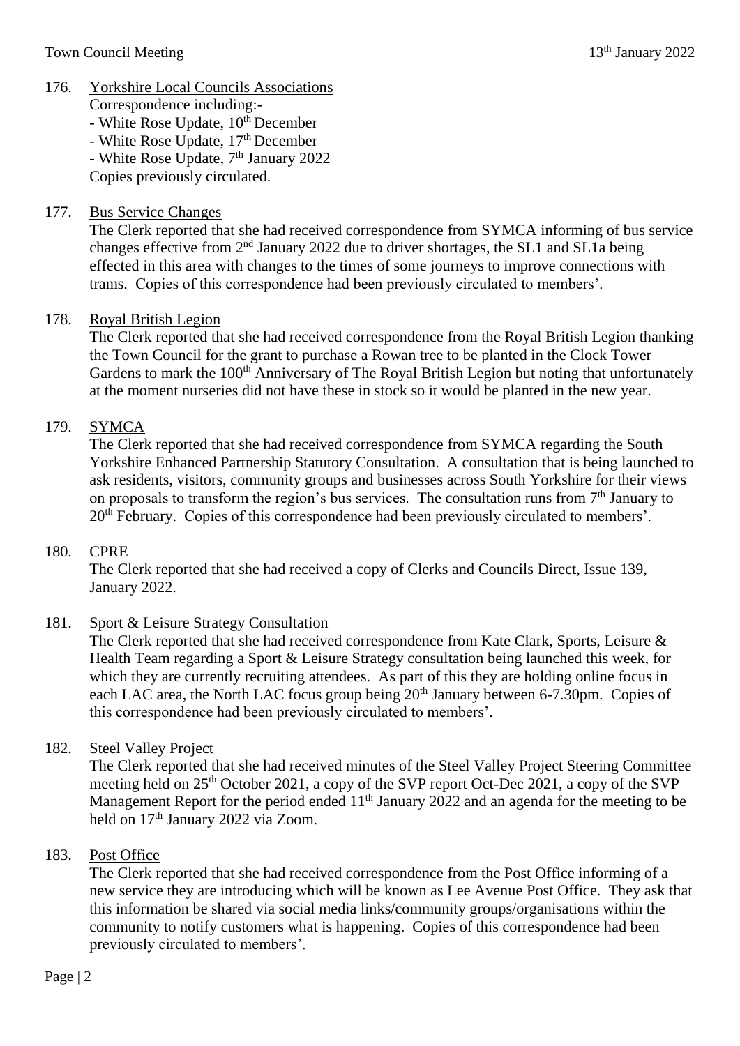176. Yorkshire Local Councils Associations
Correspondence including:-
- White Rose Update, 10th December
- White Rose Update, 17th December
- White Rose Update, 7th January 2022
Copies previously circulated.

177. Bus Service Changes
The Clerk reported that she had received correspondence from SYMCA informing of bus service changes effective from 2nd January 2022 due to driver shortages, the SL1 and SL1a being effected in this area with changes to the times of some journeys to improve connections with trams. Copies of this correspondence had been previously circulated to members'.

178. Royal British Legion
The Clerk reported that she had received correspondence from the Royal British Legion thanking the Town Council for the grant to purchase a Rowan tree to be planted in the Clock Tower Gardens to mark the 100th Anniversary of The Royal British Legion but noting that unfortunately at the moment nurseries did not have these in stock so it would be planted in the new year.

179. SYMCA
The Clerk reported that she had received correspondence from SYMCA regarding the South Yorkshire Enhanced Partnership Statutory Consultation. A consultation that is being launched to ask residents, visitors, community groups and businesses across South Yorkshire for their views on proposals to transform the region's bus services. The consultation runs from 7th January to 20th February. Copies of this correspondence had been previously circulated to members'.

180. CPRE
The Clerk reported that she had received a copy of Clerks and Councils Direct, Issue 139, January 2022.

181. Sport & Leisure Strategy Consultation
The Clerk reported that she had received correspondence from Kate Clark, Sports, Leisure & Health Team regarding a Sport & Leisure Strategy consultation being launched this week, for which they are currently recruiting attendees. As part of this they are holding online focus in each LAC area, the North LAC focus group being 20th January between 6-7.30pm. Copies of this correspondence had been previously circulated to members'.

182. Steel Valley Project
The Clerk reported that she had received minutes of the Steel Valley Project Steering Committee meeting held on 25th October 2021, a copy of the SVP report Oct-Dec 2021, a copy of the SVP Management Report for the period ended 11th January 2022 and an agenda for the meeting to be held on 17th January 2022 via Zoom.

183. Post Office
The Clerk reported that she had received correspondence from the Post Office informing of a new service they are introducing which will be known as Lee Avenue Post Office. They ask that this information be shared via social media links/community groups/organisations within the community to notify customers what is happening. Copies of this correspondence had been previously circulated to members'.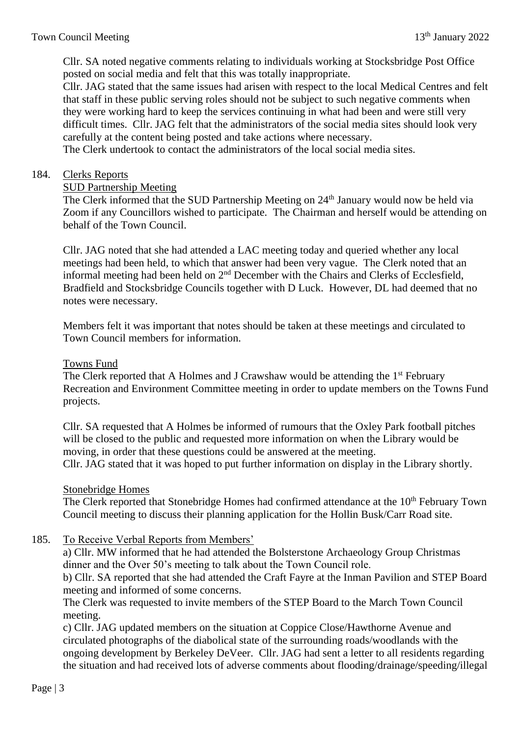Cllr. SA noted negative comments relating to individuals working at Stocksbridge Post Office posted on social media and felt that this was totally inappropriate.
Cllr. JAG stated that the same issues had arisen with respect to the local Medical Centres and felt that staff in these public serving roles should not be subject to such negative comments when they were working hard to keep the services continuing in what had been and were still very difficult times. Cllr. JAG felt that the administrators of the social media sites should look very carefully at the content being posted and take actions where necessary.
The Clerk undertook to contact the administrators of the local social media sites.

184. Clerks Reports

SUD Partnership Meeting

The Clerk informed that the SUD Partnership Meeting on 24th January would now be held via Zoom if any Councillors wished to participate. The Chairman and herself would be attending on behalf of the Town Council.

Cllr. JAG noted that she had attended a LAC meeting today and queried whether any local meetings had been held, to which that answer had been very vague. The Clerk noted that an informal meeting had been held on 2nd December with the Chairs and Clerks of Ecclesfield, Bradfield and Stocksbridge Councils together with D Luck. However, DL had deemed that no notes were necessary.

Members felt it was important that notes should be taken at these meetings and circulated to Town Council members for information.

Towns Fund

The Clerk reported that A Holmes and J Crawshaw would be attending the 1st February Recreation and Environment Committee meeting in order to update members on the Towns Fund projects.

Cllr. SA requested that A Holmes be informed of rumours that the Oxley Park football pitches will be closed to the public and requested more information on when the Library would be moving, in order that these questions could be answered at the meeting.
Cllr. JAG stated that it was hoped to put further information on display in the Library shortly.

Stonebridge Homes

The Clerk reported that Stonebridge Homes had confirmed attendance at the 10th February Town Council meeting to discuss their planning application for the Hollin Busk/Carr Road site.

185. To Receive Verbal Reports from Members'

a) Cllr. MW informed that he had attended the Bolsterstone Archaeology Group Christmas dinner and the Over 50's meeting to talk about the Town Council role.
b) Cllr. SA reported that she had attended the Craft Fayre at the Inman Pavilion and STEP Board meeting and informed of some concerns.
The Clerk was requested to invite members of the STEP Board to the March Town Council meeting.
c) Cllr. JAG updated members on the situation at Coppice Close/Hawthorne Avenue and circulated photographs of the diabolical state of the surrounding roads/woodlands with the ongoing development by Berkeley DeVeer. Cllr. JAG had sent a letter to all residents regarding the situation and had received lots of adverse comments about flooding/drainage/speeding/illegal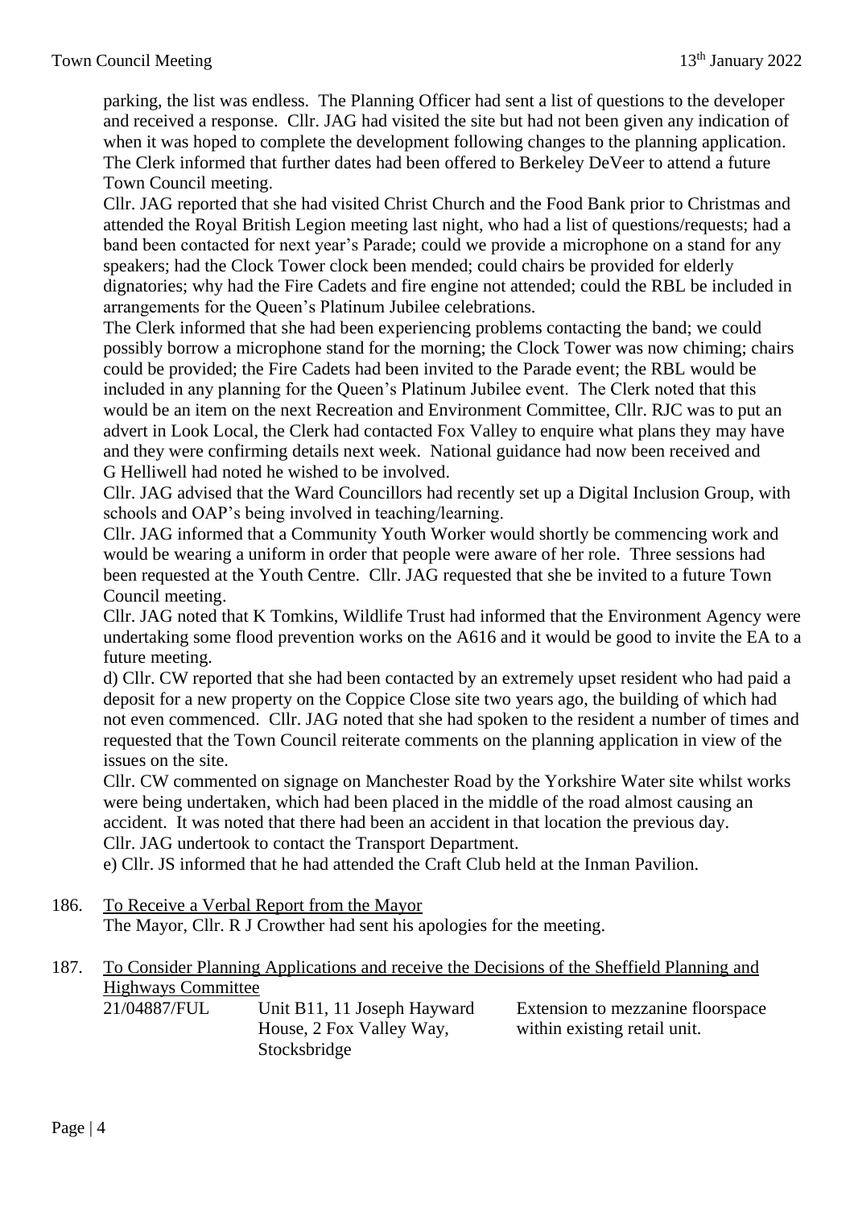parking, the list was endless. The Planning Officer had sent a list of questions to the developer and received a response. Cllr. JAG had visited the site but had not been given any indication of when it was hoped to complete the development following changes to the planning application. The Clerk informed that further dates had been offered to Berkeley DeVeer to attend a future Town Council meeting.

Cllr. JAG reported that she had visited Christ Church and the Food Bank prior to Christmas and attended the Royal British Legion meeting last night, who had a list of questions/requests; had a band been contacted for next year's Parade; could we provide a microphone on a stand for any speakers; had the Clock Tower clock been mended; could chairs be provided for elderly dignatories; why had the Fire Cadets and fire engine not attended; could the RBL be included in arrangements for the Queen's Platinum Jubilee celebrations.

The Clerk informed that she had been experiencing problems contacting the band; we could possibly borrow a microphone stand for the morning; the Clock Tower was now chiming; chairs could be provided; the Fire Cadets had been invited to the Parade event; the RBL would be included in any planning for the Queen's Platinum Jubilee event. The Clerk noted that this would be an item on the next Recreation and Environment Committee, Cllr. RJC was to put an advert in Look Local, the Clerk had contacted Fox Valley to enquire what plans they may have and they were confirming details next week. National guidance had now been received and G Helliwell had noted he wished to be involved.

Cllr. JAG advised that the Ward Councillors had recently set up a Digital Inclusion Group, with schools and OAP's being involved in teaching/learning.

Cllr. JAG informed that a Community Youth Worker would shortly be commencing work and would be wearing a uniform in order that people were aware of her role. Three sessions had been requested at the Youth Centre. Cllr. JAG requested that she be invited to a future Town Council meeting.

Cllr. JAG noted that K Tomkins, Wildlife Trust had informed that the Environment Agency were undertaking some flood prevention works on the A616 and it would be good to invite the EA to a future meeting.

d) Cllr. CW reported that she had been contacted by an extremely upset resident who had paid a deposit for a new property on the Coppice Close site two years ago, the building of which had not even commenced. Cllr. JAG noted that she had spoken to the resident a number of times and requested that the Town Council reiterate comments on the planning application in view of the issues on the site.

Cllr. CW commented on signage on Manchester Road by the Yorkshire Water site whilst works were being undertaken, which had been placed in the middle of the road almost causing an accident. It was noted that there had been an accident in that location the previous day.

Cllr. JAG undertook to contact the Transport Department.

e) Cllr. JS informed that he had attended the Craft Club held at the Inman Pavilion.

186. To Receive a Verbal Report from the Mayor

The Mayor, Cllr. R J Crowther had sent his apologies for the meeting.

187. To Consider Planning Applications and receive the Decisions of the Sheffield Planning and Highways Committee

| | | |
|---|---|---|
| 21/04887/FUL | Unit B11, 11 Joseph Hayward House, 2 Fox Valley Way, Stocksbridge | Extension to mezzanine floorspace within existing retail unit. |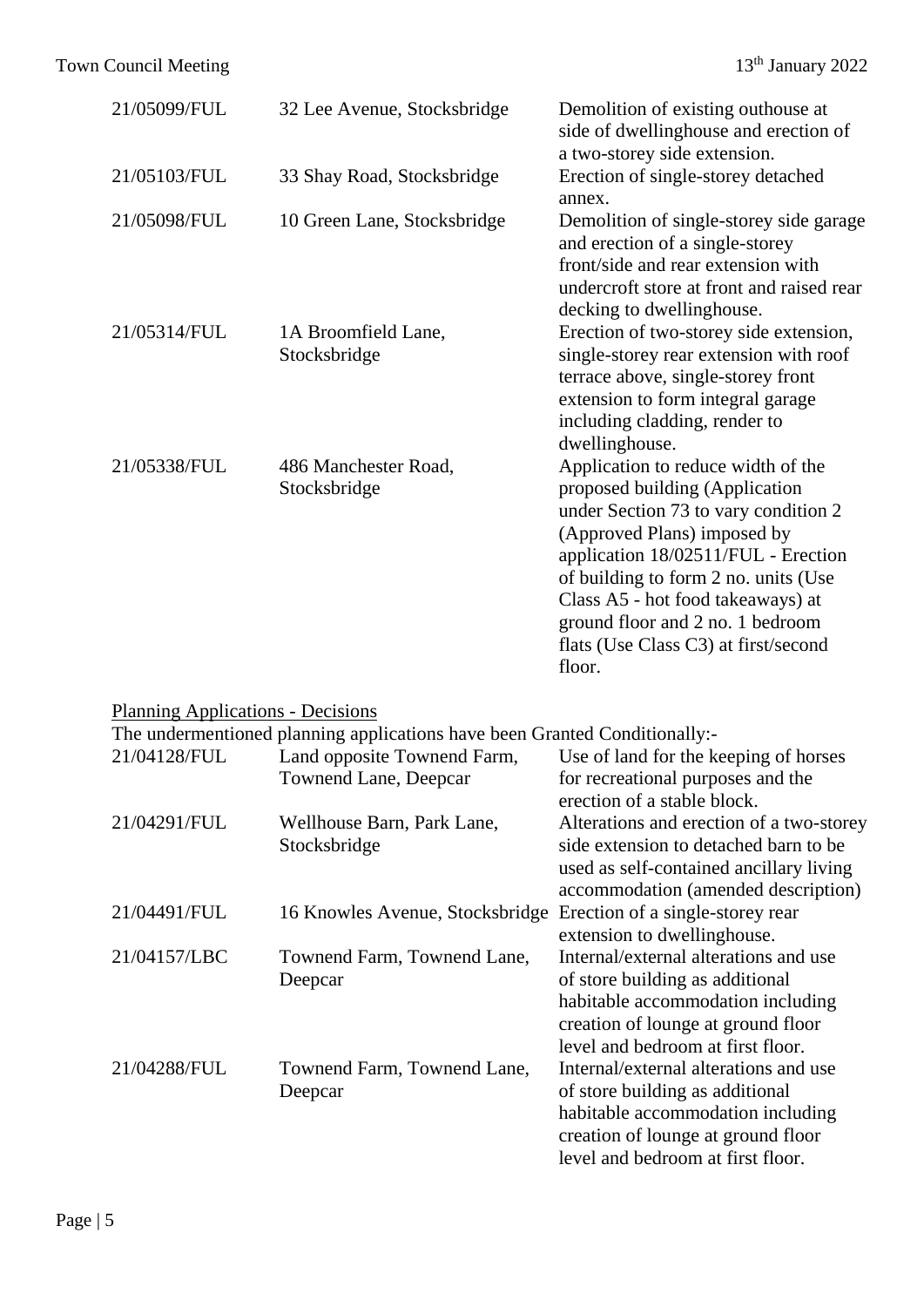| | | |
|---|---|---|
| 21/05099/FUL | 32 Lee Avenue, Stocksbridge | Demolition of existing outhouse at side of dwellinghouse and erection of a two-storey side extension. |
| 21/05103/FUL | 33 Shay Road, Stocksbridge | Erection of single-storey detached annex. |
| 21/05098/FUL | 10 Green Lane, Stocksbridge | Demolition of single-storey side garage and erection of a single-storey front/side and rear extension with undercroft store at front and raised rear decking to dwellinghouse. |
| 21/05314/FUL | 1A Broomfield Lane, Stocksbridge | Erection of two-storey side extension, single-storey rear extension with roof terrace above, single-storey front extension to form integral garage including cladding, render to dwellinghouse. |
| 21/05338/FUL | 486 Manchester Road, Stocksbridge | Application to reduce width of the proposed building (Application under Section 73 to vary condition 2 (Approved Plans) imposed by application 18/02511/FUL - Erection of building to form 2 no. units (Use Class A5 - hot food takeaways) at ground floor and 2 no. 1 bedroom flats (Use Class C3) at first/second floor. |

<u>Planning Applications - Decisions</u>

The undermentioned planning applications have been Granted Conditionally:-

| | | |
|---|---|---|
| 21/04128/FUL | Land opposite Townend Farm, Townend Lane, Deepcar | Use of land for the keeping of horses for recreational purposes and the erection of a stable block. |
| 21/04291/FUL | Wellhouse Barn, Park Lane, Stocksbridge | Alterations and erection of a two-storey side extension to detached barn to be used as self-contained ancillary living accommodation (amended description) |
| 21/04491/FUL | 16 Knowles Avenue, Stocksbridge | Erection of a single-storey rear extension to dwellinghouse. |
| 21/04157/LBC | Townend Farm, Townend Lane, Deepcar | Internal/external alterations and use of store building as additional habitable accommodation including creation of lounge at ground floor level and bedroom at first floor. |
| 21/04288/FUL | Townend Farm, Townend Lane, Deepcar | Internal/external alterations and use of store building as additional habitable accommodation including creation of lounge at ground floor level and bedroom at first floor. |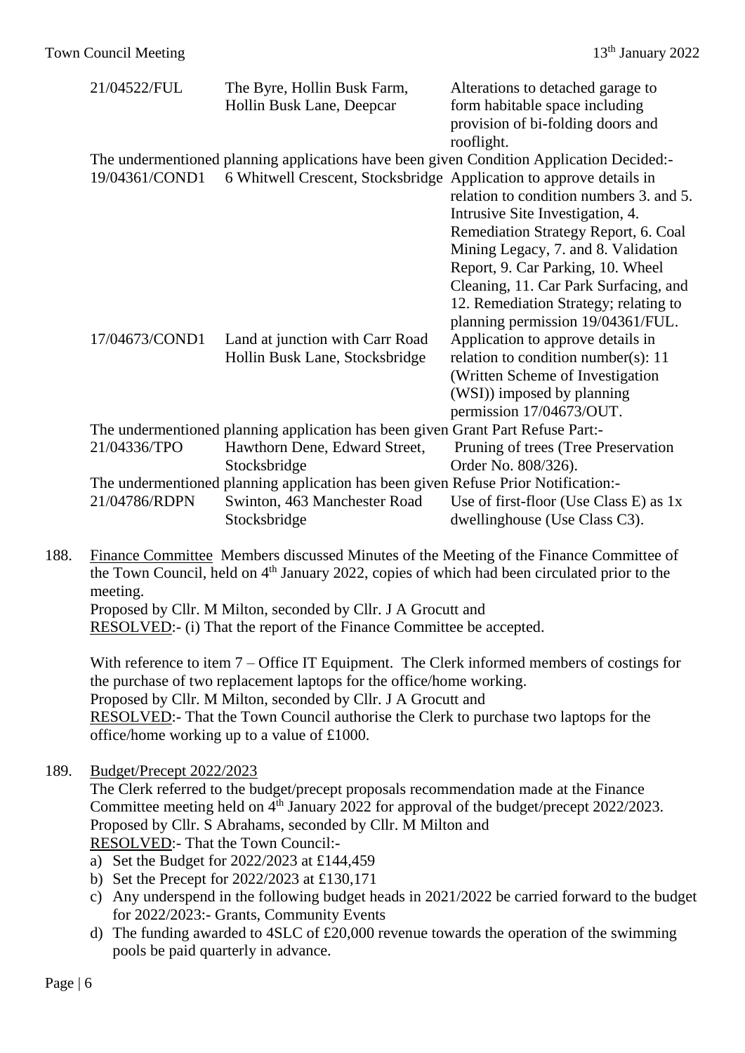| | | |
|---|---|---|
| 21/04522/FUL | The Byre, Hollin Busk Farm, Hollin Busk Lane, Deepcar | Alterations to detached garage to form habitable space including provision of bi-folding doors and rooflight. |

The undermentioned planning applications have been given Condition Application Decided:-

| | | |
|---|---|---|
| 19/04361/COND1 | 6 Whitwell Crescent, Stocksbridge | Application to approve details in relation to condition numbers 3. and 5. Intrusive Site Investigation, 4. Remediation Strategy Report, 6. Coal Mining Legacy, 7. and 8. Validation Report, 9. Car Parking, 10. Wheel Cleaning, 11. Car Park Surfacing, and 12. Remediation Strategy; relating to planning permission 19/04361/FUL. |
| 17/04673/COND1 | Land at junction with Carr Road Hollin Busk Lane, Stocksbridge | Application to approve details in relation to condition number(s): 11 (Written Scheme of Investigation (WSI)) imposed by planning permission 17/04673/OUT. |

The undermentioned planning application has been given Grant Part Refuse Part:-

| | | |
|---|---|---|
| 21/04336/TPO | Hawthorn Dene, Edward Street, Stocksbridge | Pruning of trees (Tree Preservation Order No. 808/326). |

The undermentioned planning application has been given Refuse Prior Notification:-

| | | |
|---|---|---|
| 21/04786/RDPN | Swinton, 463 Manchester Road Stocksbridge | Use of first-floor (Use Class E) as 1x dwellinghouse (Use Class C3). |

188. Finance Committee Members discussed Minutes of the Meeting of the Finance Committee of the Town Council, held on 4th January 2022, copies of which had been circulated prior to the meeting.
Proposed by Cllr. M Milton, seconded by Cllr. J A Grocutt and
RESOLVED:- (i) That the report of the Finance Committee be accepted.

With reference to item 7 – Office IT Equipment. The Clerk informed members of costings for the purchase of two replacement laptops for the office/home working.
Proposed by Cllr. M Milton, seconded by Cllr. J A Grocutt and
RESOLVED:- That the Town Council authorise the Clerk to purchase two laptops for the office/home working up to a value of £1000.

189. Budget/Precept 2022/2023
The Clerk referred to the budget/precept proposals recommendation made at the Finance Committee meeting held on 4th January 2022 for approval of the budget/precept 2022/2023.
Proposed by Cllr. S Abrahams, seconded by Cllr. M Milton and
RESOLVED:- That the Town Council:-

a) Set the Budget for 2022/2023 at £144,459
b) Set the Precept for 2022/2023 at £130,171
c) Any underspend in the following budget heads in 2021/2022 be carried forward to the budget for 2022/2023:- Grants, Community Events
d) The funding awarded to 4SLC of £20,000 revenue towards the operation of the swimming pools be paid quarterly in advance.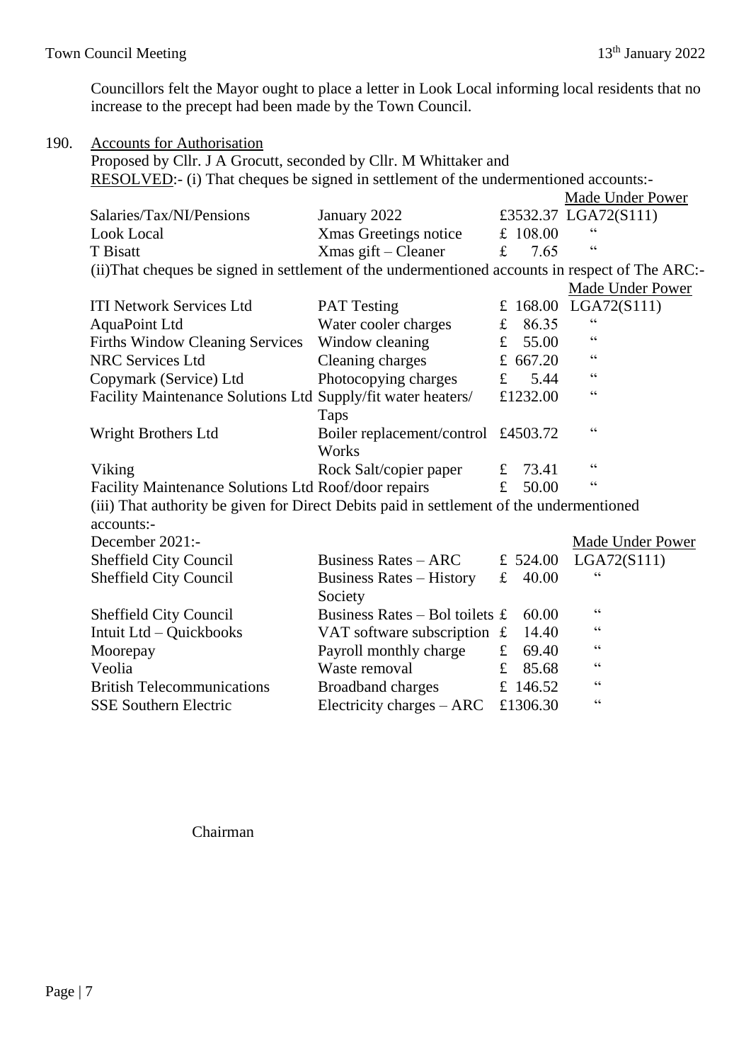Councillors felt the Mayor ought to place a letter in Look Local informing local residents that no increase to the precept had been made by the Town Council.

190. Accounts for Authorisation

Proposed by Cllr. J A Grocutt, seconded by Cllr. M Whittaker and

RESOLVED:- (i) That cheques be signed in settlement of the undermentioned accounts:-

| | | | Made Under Power |
|---|---|---|---|
| Salaries/Tax/NI/Pensions | January 2022 | £3532.37 | LGA72(S111) |
| Look Local | Xmas Greetings notice | £ 108.00 | " |
| T Bisatt | Xmas gift – Cleaner | £ 7.65 | " |

(ii)That cheques be signed in settlement of the undermentioned accounts in respect of The ARC:-

| | | | Made Under Power |
|---|---|---|---|
| ITI Network Services Ltd | PAT Testing | £ 168.00 | LGA72(S111) |
| AquaPoint Ltd | Water cooler charges | £ 86.35 | " |
| Firths Window Cleaning Services | Window cleaning | £ 55.00 | " |
| NRC Services Ltd | Cleaning charges | £ 667.20 | " |
| Copymark (Service) Ltd | Photocopying charges | £ 5.44 | " |
| Facility Maintenance Solutions Ltd | Supply/fit water heaters/ Taps | £1232.00 | " |
| Wright Brothers Ltd | Boiler replacement/control Works | £4503.72 | " |
| Viking | Rock Salt/copier paper | £ 73.41 | " |
| Facility Maintenance Solutions Ltd | Roof/door repairs | £ 50.00 | " |

(iii) That authority be given for Direct Debits paid in settlement of the undermentioned accounts:-

| December 2021:- | | | Made Under Power |
|---|---|---|---|
| Sheffield City Council | Business Rates – ARC | £ 524.00 | LGA72(S111) |
| Sheffield City Council | Business Rates – History Society | £ 40.00 | " |
| Sheffield City Council | Business Rates – Bol toilets | £ 60.00 | " |
| Intuit Ltd – Quickbooks | VAT software subscription | £ 14.40 | " |
| Moorepay | Payroll monthly charge | £ 69.40 | " |
| Veolia | Waste removal | £ 85.68 | " |
| British Telecommunications | Broadband charges | £ 146.52 | " |
| SSE Southern Electric | Electricity charges – ARC | £1306.30 | " |

Chairman